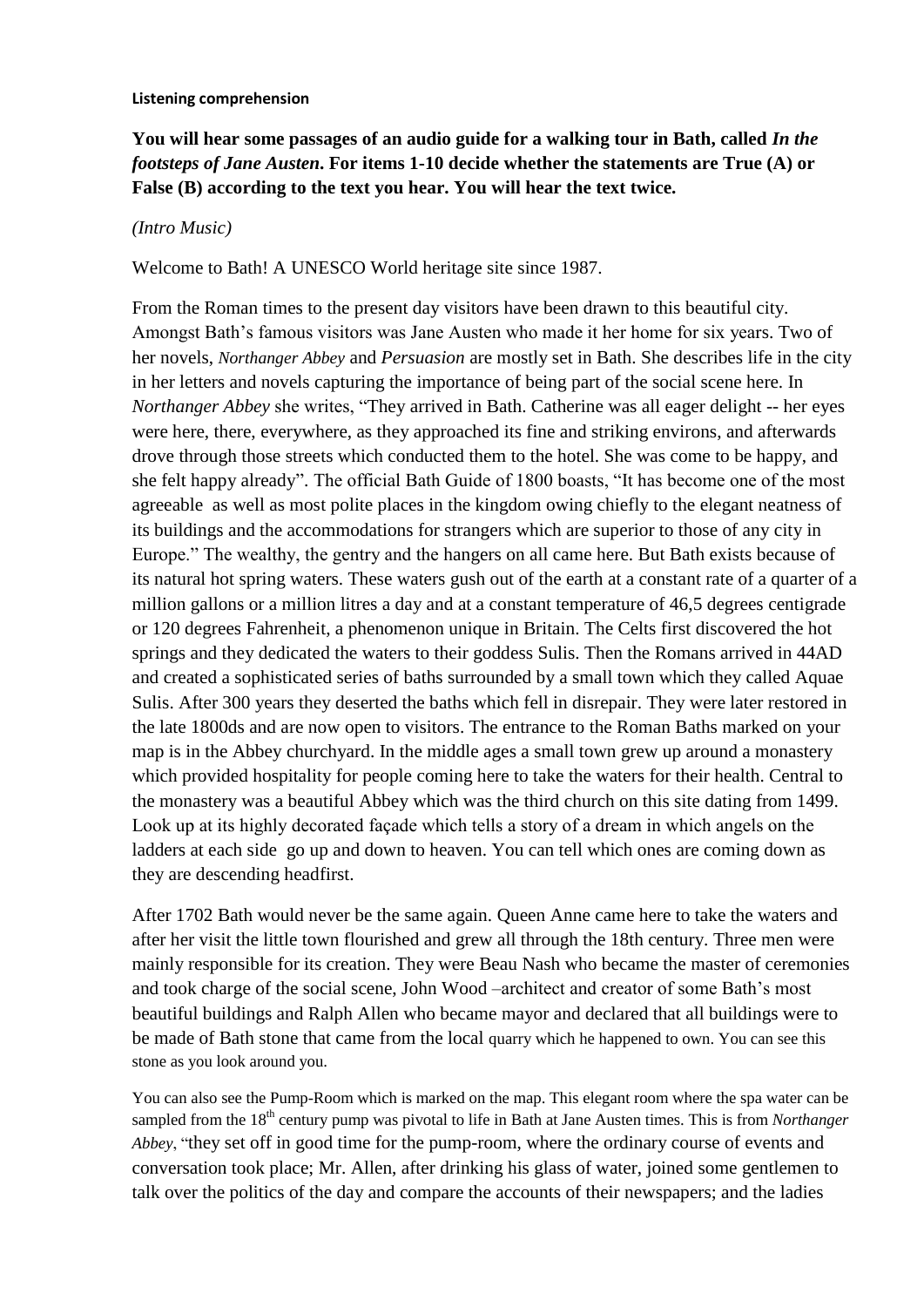**Listening comprehension**

**You will hear some passages of an audio guide for a walking tour in Bath, called *In the footsteps of Jane Austen*. For items 1-10 decide whether the statements are True (A) or False (B) according to the text you hear. You will hear the text twice.**

*(Intro Music)*

Welcome to Bath! A UNESCO World heritage site since 1987.

From the Roman times to the present day visitors have been drawn to this beautiful city. Amongst Bath's famous visitors was Jane Austen who made it her home for six years. Two of her novels, *Northanger Abbey* and *Persuasion* are mostly set in Bath. She describes life in the city in her letters and novels capturing the importance of being part of the social scene here. In *Northanger Abbey* she writes, "They arrived in Bath. Catherine was all eager delight -- her eyes were here, there, everywhere, as they approached its fine and striking environs, and afterwards drove through those streets which conducted them to the hotel. She was come to be happy, and she felt happy already". The official Bath Guide of 1800 boasts, "It has become one of the most agreeable as well as most polite places in the kingdom owing chiefly to the elegant neatness of its buildings and the accommodations for strangers which are superior to those of any city in Europe." The wealthy, the gentry and the hangers on all came here. But Bath exists because of its natural hot spring waters. These waters gush out of the earth at a constant rate of a quarter of a million gallons or a million litres a day and at a constant temperature of 46,5 degrees centigrade or 120 degrees Fahrenheit, a phenomenon unique in Britain. The Celts first discovered the hot springs and they dedicated the waters to their goddess Sulis. Then the Romans arrived in 44AD and created a sophisticated series of baths surrounded by a small town which they called Aquae Sulis. After 300 years they deserted the baths which fell in disrepair. They were later restored in the late 1800ds and are now open to visitors. The entrance to the Roman Baths marked on your map is in the Abbey churchyard. In the middle ages a small town grew up around a monastery which provided hospitality for people coming here to take the waters for their health. Central to the monastery was a beautiful Abbey which was the third church on this site dating from 1499. Look up at its highly decorated façade which tells a story of a dream in which angels on the ladders at each side go up and down to heaven. You can tell which ones are coming down as they are descending headfirst.

After 1702 Bath would never be the same again. Queen Anne came here to take the waters and after her visit the little town flourished and grew all through the 18th century. Three men were mainly responsible for its creation. They were Beau Nash who became the master of ceremonies and took charge of the social scene, John Wood –architect and creator of some Bath's most beautiful buildings and Ralph Allen who became mayor and declared that all buildings were to be made of Bath stone that came from the local quarry which he happened to own. You can see this stone as you look around you.

You can also see the Pump-Room which is marked on the map. This elegant room where the spa water can be sampled from the 18th century pump was pivotal to life in Bath at Jane Austen times. This is from *Northanger Abbey*, "they set off in good time for the pump-room, where the ordinary course of events and conversation took place; Mr. Allen, after drinking his glass of water, joined some gentlemen to talk over the politics of the day and compare the accounts of their newspapers; and the ladies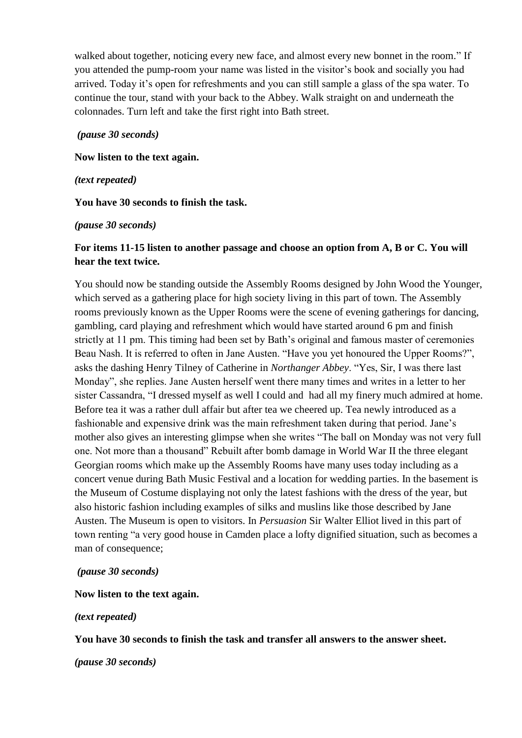walked about together, noticing every new face, and almost every new bonnet in the room." If you attended the pump-room your name was listed in the visitor's book and socially you had arrived. Today it's open for refreshments and you can still sample a glass of the spa water. To continue the tour, stand with your back to the Abbey. Walk straight on and underneath the colonnades. Turn left and take the first right into Bath street.

*(pause 30 seconds)*

**Now listen to the text again.**

*(text repeated)*

**You have 30 seconds to finish the task.**

*(pause 30 seconds)*

**For items 11-15 listen to another passage and choose an option from A, B or C. You will hear the text twice.**

You should now be standing outside the Assembly Rooms designed by John Wood the Younger, which served as a gathering place for high society living in this part of town. The Assembly rooms previously known as the Upper Rooms were the scene of evening gatherings for dancing, gambling, card playing and refreshment which would have started around 6 pm and finish strictly at 11 pm. This timing had been set by Bath's original and famous master of ceremonies Beau Nash. It is referred to often in Jane Austen. "Have you yet honoured the Upper Rooms?", asks the dashing Henry Tilney of Catherine in *Northanger Abbey*. "Yes, Sir, I was there last Monday", she replies. Jane Austen herself went there many times and writes in a letter to her sister Cassandra, "I dressed myself as well I could and had all my finery much admired at home. Before tea it was a rather dull affair but after tea we cheered up. Tea newly introduced as a fashionable and expensive drink was the main refreshment taken during that period. Jane's mother also gives an interesting glimpse when she writes "The ball on Monday was not very full one. Not more than a thousand" Rebuilt after bomb damage in World War II the three elegant Georgian rooms which make up the Assembly Rooms have many uses today including as a concert venue during Bath Music Festival and a location for wedding parties. In the basement is the Museum of Costume displaying not only the latest fashions with the dress of the year, but also historic fashion including examples of silks and muslins like those described by Jane Austen. The Museum is open to visitors. In *Persuasion* Sir Walter Elliot lived in this part of town renting "a very good house in Camden place a lofty dignified situation, such as becomes a man of consequence;

*(pause 30 seconds)*

**Now listen to the text again.**

*(text repeated)*

**You have 30 seconds to finish the task and transfer all answers to the answer sheet.**

*(pause 30 seconds)*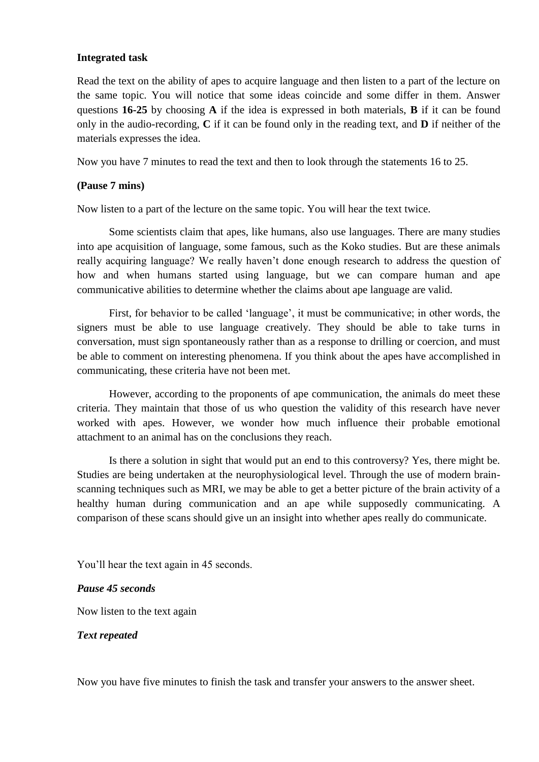**Integrated task**

Read the text on the ability of apes to acquire language and then listen to a part of the lecture on the same topic. You will notice that some ideas coincide and some differ in them. Answer questions **16-25** by choosing **A** if the idea is expressed in both materials, **B** if it can be found only in the audio-recording, **C** if it can be found only in the reading text, and **D** if neither of the materials expresses the idea.

Now you have 7 minutes to read the text and then to look through the statements 16 to 25.

**(Pause 7 mins)**

Now listen to a part of the lecture on the same topic. You will hear the text twice.

Some scientists claim that apes, like humans, also use languages. There are many studies into ape acquisition of language, some famous, such as the Koko studies. But are these animals really acquiring language? We really haven't done enough research to address the question of how and when humans started using language, but we can compare human and ape communicative abilities to determine whether the claims about ape language are valid.

First, for behavior to be called 'language', it must be communicative; in other words, the signers must be able to use language creatively. They should be able to take turns in conversation, must sign spontaneously rather than as a response to drilling or coercion, and must be able to comment on interesting phenomena. If you think about the apes have accomplished in communicating, these criteria have not been met.

However, according to the proponents of ape communication, the animals do meet these criteria. They maintain that those of us who question the validity of this research have never worked with apes. However, we wonder how much influence their probable emotional attachment to an animal has on the conclusions they reach.

Is there a solution in sight that would put an end to this controversy? Yes, there might be. Studies are being undertaken at the neurophysiological level. Through the use of modern brain-scanning techniques such as MRI, we may be able to get a better picture of the brain activity of a healthy human during communication and an ape while supposedly communicating. A comparison of these scans should give un an insight into whether apes really do communicate.

You'll hear the text again in 45 seconds.

***Pause 45 seconds***

Now listen to the text again

***Text repeated***

Now you have five minutes to finish the task and transfer your answers to the answer sheet.